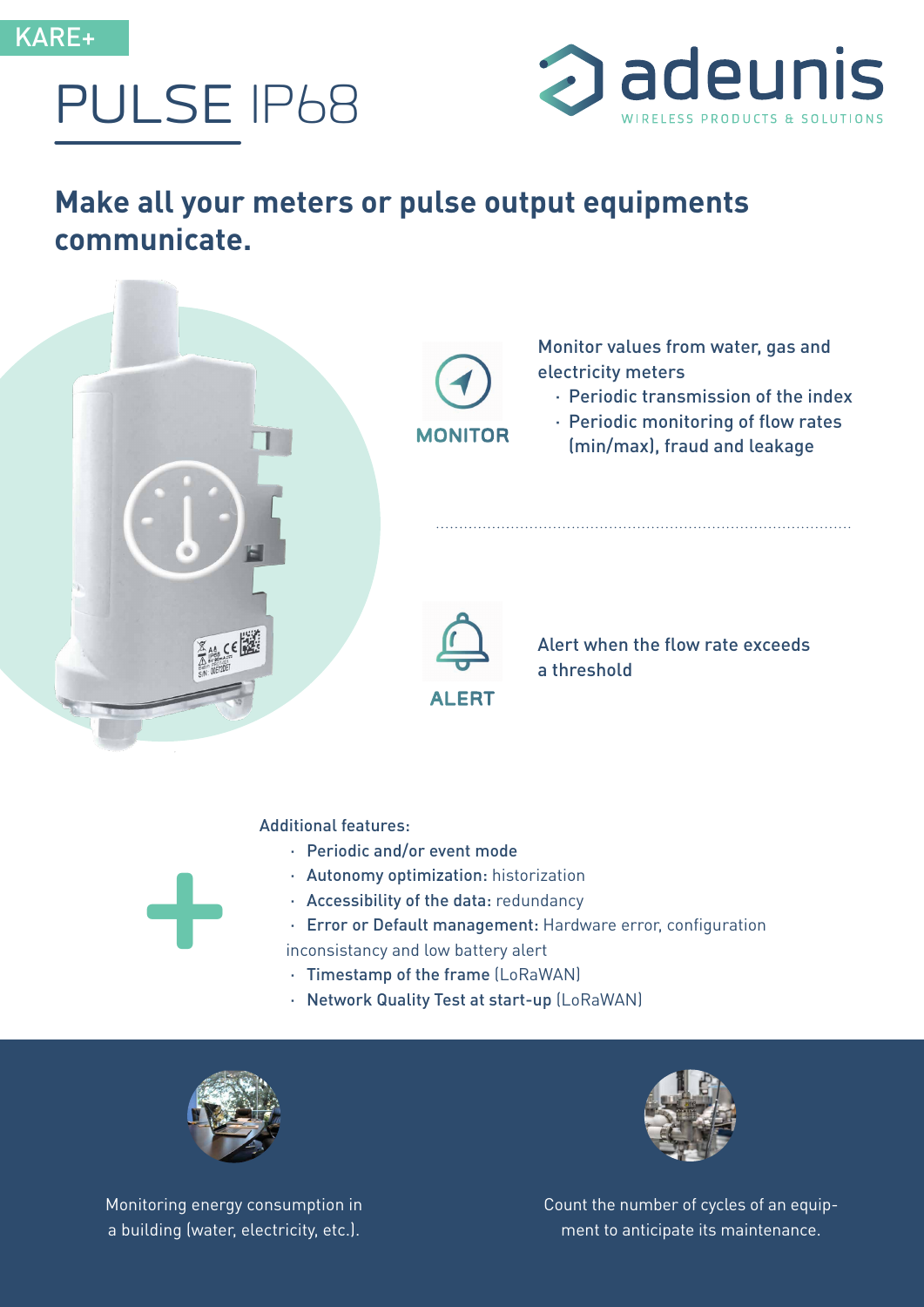KARE+

# PULSE IP68

adeunis
WIRELESS PRODUCTS & SOLUTIONS

## Make all your meters or pulse output equipments communicate.

**MONITOR**

Monitor values from water, gas and electricity meters

- Periodic transmission of the index
- Periodic monitoring of flow rates (min/max), fraud and leakage

**ALERT**

Alert when the flow rate exceeds a threshold

Additional features:

- **Periodic and/or event mode**
- **Autonomy optimization:** historization
- **Accessibility of the data:** redundancy
- **Error or Default management:** Hardware error, configuration inconsistancy and low battery alert
- **Timestamp of the frame** (LoRaWAN)
- **Network Quality Test at start-up** (LoRaWAN)

Monitoring energy consumption in a building (water, electricity, etc.).

Count the number of cycles of an equipment to anticipate its maintenance.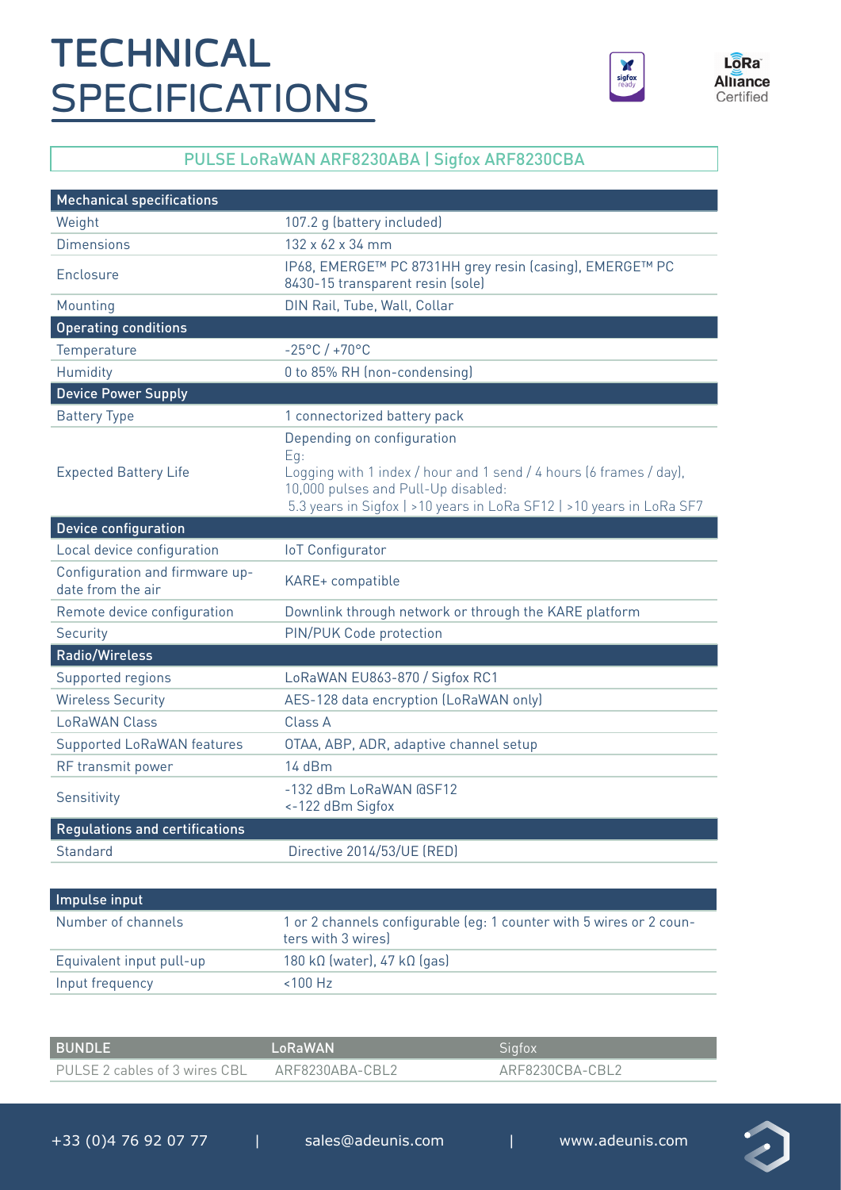# TECHNICAL SPECIFICATIONS

## PULSE LoRaWAN ARF8230ABA | Sigfox ARF8230CBA

| | |
|---|---|
| **Mechanical specifications** | |
| Weight | 107.2 g (battery included) |
| Dimensions | 132 x 62 x 34 mm |
| Enclosure | IP68, EMERGE™ PC 8731HH grey resin (casing), EMERGE™ PC 8430-15 transparent resin (sole) |
| Mounting | DIN Rail, Tube, Wall, Collar |
| **Operating conditions** | |
| Temperature | -25°C / +70°C |
| Humidity | 0 to 85% RH (non-condensing) |
| **Device Power Supply** | |
| Battery Type | 1 connectorized battery pack |
| Expected Battery Life | Depending on configuration<br>Eg:<br>Logging with 1 index / hour and 1 send / 4 hours (6 frames / day), 10,000 pulses and Pull-Up disabled:<br>5.3 years in Sigfox \| >10 years in LoRa SF12 \| >10 years in LoRa SF7 |
| **Device configuration** | |
| Local device configuration | IoT Configurator |
| Configuration and firmware update from the air | KARE+ compatible |
| Remote device configuration | Downlink through network or through the KARE platform |
| Security | PIN/PUK Code protection |
| **Radio/Wireless** | |
| Supported regions | LoRaWAN EU863-870 / Sigfox RC1 |
| Wireless Security | AES-128 data encryption (LoRaWAN only) |
| LoRaWAN Class | Class A |
| Supported LoRaWAN features | OTAA, ABP, ADR, adaptive channel setup |
| RF transmit power | 14 dBm |
| Sensitivity | -132 dBm LoRaWAN @SF12<br><-122 dBm Sigfox |
| **Regulations and certifications** | |
| Standard | Directive 2014/53/UE (RED) |

| Impulse input | |
|---|---|
| Number of channels | 1 or 2 channels configurable (eg: 1 counter with 5 wires or 2 counters with 3 wires) |
| Equivalent input pull-up | 180 kΩ (water), 47 kΩ (gas) |
| Input frequency | <100 Hz |

| BUNDLE | LoRaWAN | Sigfox |
|---|---|---|
| PULSE 2 cables of 3 wires CBL | ARF8230ABA-CBL2 | ARF8230CBA-CBL2 |

+33 (0)4 76 92 07 77 | sales@adeunis.com | www.adeunis.com